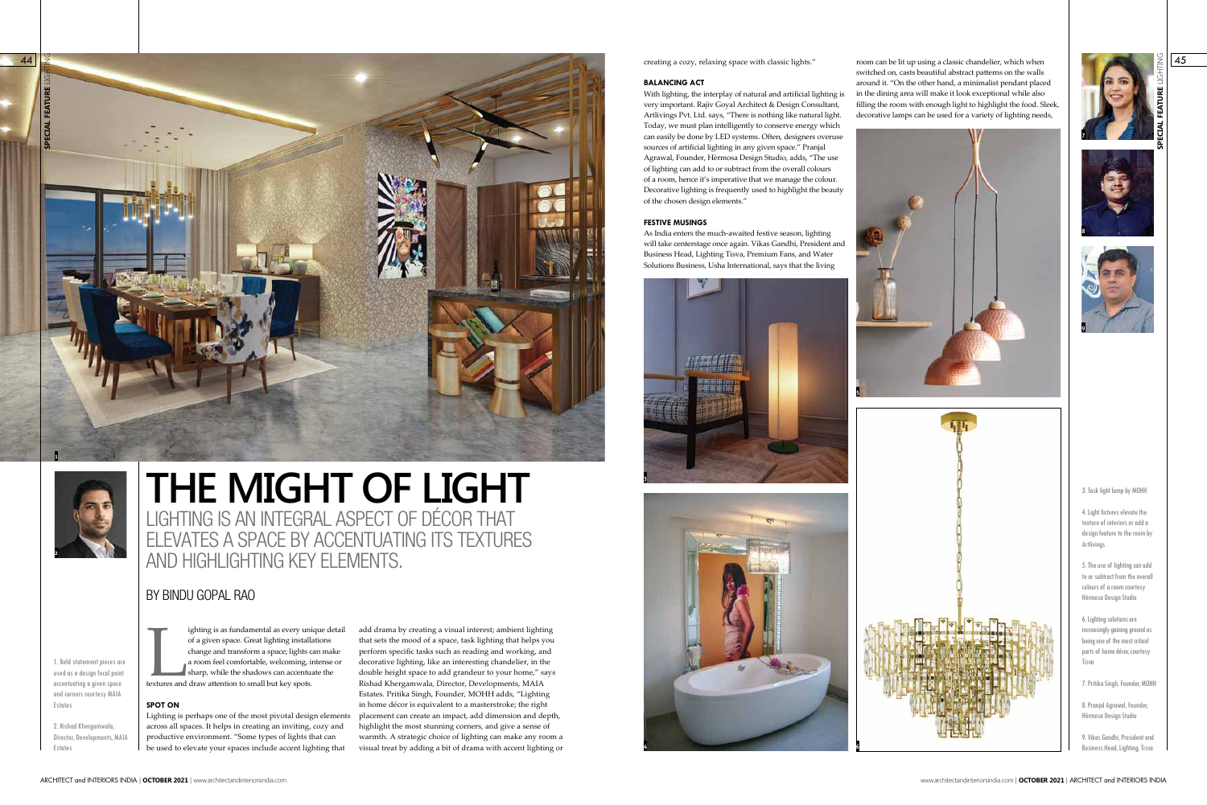# THE MIGHT OF LIGHT

## LIGHTING IS AN INTEGRAL ASPECT OF DÉCOR THAT ELEVATES A SPACE BY ACCENTUATING ITS TEXTURES AND HIGHLIGHTING KEY ELEMENTS.

BY BINDU GOPAL RAO

1. Bold statement pieces are used as a design focal point accentuating a given space and corners courtesy MAIA Estates

2. Rishad Khergamwala, Director, Developments, MAIA Estates

Lighting is as fundamental as every unique detail of a given space. Great lighting installations change and transform a space; lights can make a room feel comfortable, welcoming, intense or sharp, while the shadows can accentuate the textures and draw attention to small but key spots.

### SPOT ON

Lighting is perhaps one of the most pivotal design elements across all spaces. It helps in creating an inviting, cozy and productive environment. "Some types of lights that can be used to elevate your spaces include accent lighting that add drama by creating a visual interest; ambient lighting that sets the mood of a space, task lighting that helps you perform specific tasks such as reading and working, and decorative lighting, like an interesting chandelier, in the double height space to add grandeur to your home," says Rishad Khergamwala, Director, Developments, MAIA Estates. Pritika Singh, Founder, MOHH adds, "Lighting in home décor is equivalent to a masterstroke; the right placement can create an impact, add dimension and depth, highlight the most stunning corners, and give a sense of warmth. A strategic choice of lighting can make any room a visual treat by adding a bit of drama with accent lighting or creating a cozy, relaxing space with classic lights."

### BALANCING ACT

With lighting, the interplay of natural and artificial lighting is very important. Rajiv Goyal Architect & Design Consultant, Artlivings Pvt. Ltd. says, "There is nothing like natural light. Today, we must plan intelligently to conserve energy which can easily be done by LED systems. Often, designers overuse sources of artificial lighting in any given space." Pranjal Agrawal, Founder, Hërmosa Design Studio, adds, "The use of lighting can add to or subtract from the overall colours of a room, hence it's imperative that we manage the colour. Decorative lighting is frequently used to highlight the beauty of the chosen design elements."

### FESTIVE MUSINGS

As India enters the much-awaited festive season, lighting will take centerstage once again. Vikas Gandhi, President and Business Head, Lighting Tisva, Premium Fans, and Water Solutions Business, Usha International, says that the living room can be lit up using a classic chandelier, which when switched on, casts beautiful abstract patterns on the walls around it. "On the other hand, a minimalist pendant placed in the dining area will make it look exceptional while also filling the room with enough light to highlight the food. Sleek, decorative lamps can be used for a variety of lighting needs,

3. Task light lamp by MOHH

4. Light fixtures elevate the texture of interiors or add a design feature to the room by Artlivings

5. The use of lighting can add to or subtract from the overall colours of a room courtesy Hërmosa Design Studio

6. Lighting solutions are increasingly gaining ground as being one of the most critical parts of home décor, courtesy Tisva

7. Pritika Singh, Founder, MOHH

8. Pranjal Agrawal, Founder, Hërmosa Design Studio

9. Vikas Gandhi, President and Business Head, Lighting, Tisva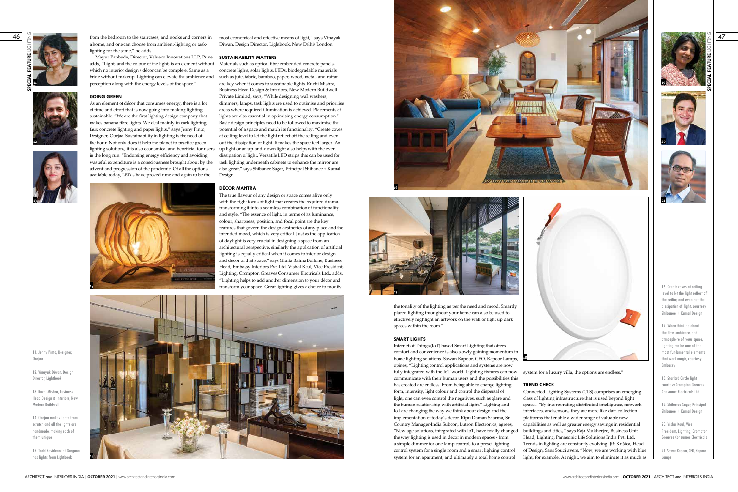from the bedroom to the staircases, and nooks and corners in a home, and one can choose from ambient-lighting or task-lighting for the same," he adds.

Mayur Panbude, Director, Valueco Innovations LLP, Pune adds, "Light, and the colour of the light, is an element without which no interior design / décor can be complete. Same as a bride without makeup. Lighting can elevate the ambience and perception along with the energy levels of the space."

### GOING GREEN

As an element of décor that consumes energy, there is a lot of time and effort that is now going into making lighting sustainable. "We are the first lighting design company that makes banana fibre lights. We deal mainly in cork lighting, faux concrete lighting and paper lights," says Jenny Pinto, Designer, Oorjaa. Sustainability in lighting is the need of the hour. Not only does it help the planet to practice green lighting solutions, it is also economical and beneficial for users in the long run. "Endorsing energy efficiency and avoiding wasteful expenditure is a consciousness brought about by the advent and progression of the pandemic. Of all the options available today, LED's have proved time and again to be the most economical and effective means of light," says Vinayak Diwan, Design Director, Lightbook, New Delhi/ London.

### SUSTAINABILITY MATTERS

Materials such as optical fibre embedded concrete panels, concrete lights, solar lights, LEDs, biodegradable materials such as jute, fabric, bamboo, paper, wood, metal, and rattan are key when it comes to sustainable lights. Ruchi Mishra, Business Head Design & Interiors, New Modern Buildwell Private Limited, says, "While designing wall washers, dimmers, lamps, task lights are used to optimise and prioritise areas where required illumination is achieved. Placements of lights are also essential in optimising energy consumption." Basic design principles need to be followed to maximise the potential of a space and match its functionality. "Create coves at ceiling level to let the light reflect off the ceiling and even out the dissipation of light. It makes the space feel larger. An up light or an up-and-down light also helps with the even dissipation of light. Versatile LED strips that can be used for task lighting underneath cabinets to enhance the mirror are also great," says Shibanee Sagar, Principal Shibanee + Kamal Design.

### DÉCOR MANTRA

The true flavour of any design or space comes alive only with the right focus of light that creates the required drama, transforming it into a seamless combination of functionality and style. "The essence of light, in terms of its luminance, colour, sharpness, position, and focal point are the key features that govern the design aesthetics of any place and the intended mood, which is very critical. Just as the application of daylight is very crucial in designing a space from an architectural perspective, similarly the application of artificial lighting is equally critical when it comes to interior design and decor of that space," says Giulia Baima Bollone, Business Head, Embassy Interiors Pvt. Ltd. Vishal Kaul, Vice President, Lighting, Crompton Greaves Consumer Electricals Ltd., adds, "Lighting helps to add another dimension to your décor and transform your space. Great lighting gives a choice to modify the tonality of the lighting as per the need and mood. Smartly placed lighting throughout your home can also be used to effectively highlight an artwork on the wall or light up dark spaces within the room."

### SMART LIGHTS

Internet of Things (IoT) based Smart Lighting that offers comfort and convenience is also slowly gaining momentum in home lighting solutions. Sawan Kapoor, CEO, Kapoor Lamps, opines, "Lighting control applications and systems are now fully integrated with the IoT world. Lighting fixtures can now communicate with their human users and the possibilities this has created are endless. From being able to change lighting form, intensity, light colour and control the dispersal of light, one can even control the negatives, such as glare and the human relationship with artificial light." Lighting and IoT are changing the way we think about design and the implementation of today's decor. Ripu Daman Sharma, Sr. Country Manager-India Subcon, Lutron Electronics, agrees, "New age solutions, integrated with IoT, have totally changed the way lighting is used in décor in modern spaces - from a simple dimmer for one lamp control, to a preset lighting control system for a single room and a smart lighting control system for an apartment, and ultimately a total home control system for a luxury villa, the options are endless."

### TREND CHECK

Connected Lighting Systems (CLS) comprises an emerging class of lighting infrastructure that is used beyond light spaces. "By incorporating distributed intelligence, network interfaces, and sensors, they are more like data collection platforms that enable a wider range of valuable new capabilities as well as greater energy savings in residential buildings and cities," says Raja Mukherjee, Business Unit Head, Lighting, Panasonic Life Solutions India Pvt. Ltd. Trends in lighting are constantly evolving. Jiří Krišica, Head of Design, Sans Souci avers, "Now, we are working with blue light, for example. At night, we aim to eliminate it as much as

11. Jenny Pinto, Designer, Oorjaa

12. Vinayak Diwan, Design Director, Lightbook

13. Ruchi Mishra, Business Head Design & Interiors, New Modern Buildwell

14. Oorjaa makes lights from scratch and all the lights are handmade, making each of them unique

15. Todd Residence at Gurgaon has lights from Lightbook

16. Create coves at ceiling level to let the light reflect off the ceiling and even out the dissipation of light, courtesy Shibanee + Kamal Design

17. When thinking about the flow, ambience, and atmosphere of your space, lighting can be one of the most fundamental elements that work magic, courtesy Embassy

18. Starlord Circle light courtesy Crompton Greaves Consumer Electricals Ltd

19. Shibanee Sagar, Principal Shibanee + Kamal Design

20. Vishal Kaul, Vice President, Lighting, Crompton Greaves Consumer Electricals

21. Sawan Kapoor, CEO, Kapoor Lamps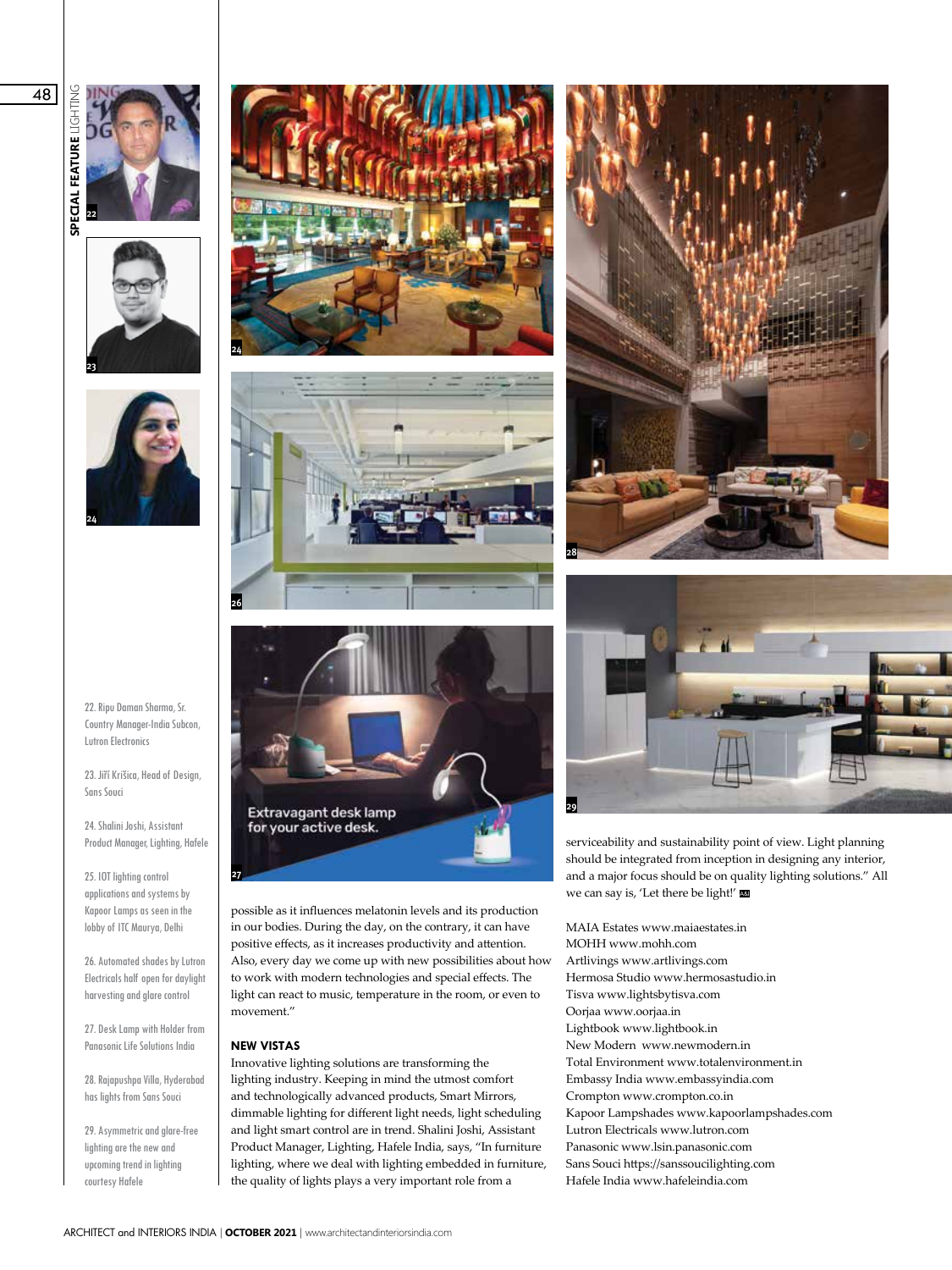22. Ripu Daman Sharma, Sr. Country Manager-India Subcon, Lutron Electronics

23. Jiří Krišica, Head of Design, Sans Souci

24. Shalini Joshi, Assistant Product Manager, Lighting, Hafele

25. IOT lighting control applications and systems by Kapoor Lamps as seen in the lobby of ITC Maurya, Delhi

26. Automated shades by Lutron Electricals half open for daylight harvesting and glare control

27. Desk Lamp with Holder from Panasonic Life Solutions India

28. Rajapushpa Villa, Hyderabad has lights from Sans Souci

29. Asymmetric and glare-free lighting are the new and upcoming trend in lighting courtesy Hafele

Extravagant desk lamp for your active desk.

possible as it influences melatonin levels and its production in our bodies. During the day, on the contrary, it can have positive effects, as it increases productivity and attention. Also, every day we come up with new possibilities about how to work with modern technologies and special effects. The light can react to music, temperature in the room, or even to movement."

## NEW VISTAS

Innovative lighting solutions are transforming the lighting industry. Keeping in mind the utmost comfort and technologically advanced products, Smart Mirrors, dimmable lighting for different light needs, light scheduling and light smart control are in trend. Shalini Joshi, Assistant Product Manager, Lighting, Hafele India, says, "In furniture lighting, where we deal with lighting embedded in furniture, the quality of lights plays a very important role from a serviceability and sustainability point of view. Light planning should be integrated from inception in designing any interior, and a major focus should be on quality lighting solutions." All we can say is, 'Let there be light!'

MAIA Estates www.maiaestates.in
MOHH www.mohh.com
Artlivings www.artlivings.com
Hermosa Studio www.hermosastudio.in
Tisva www.lightsbytisva.com
Oorjaa www.oorjaa.in
Lightbook www.lightbook.in
New Modern www.newmodern.in
Total Environment www.totalenvironment.in
Embassy India www.embassyindia.com
Crompton www.crompton.co.in
Kapoor Lampshades www.kapoorlampshades.com
Lutron Electricals www.lutron.com
Panasonic www.lsin.panasonic.com
Sans Souci https://sanssoucilighting.com
Hafele India www.hafeleindia.com